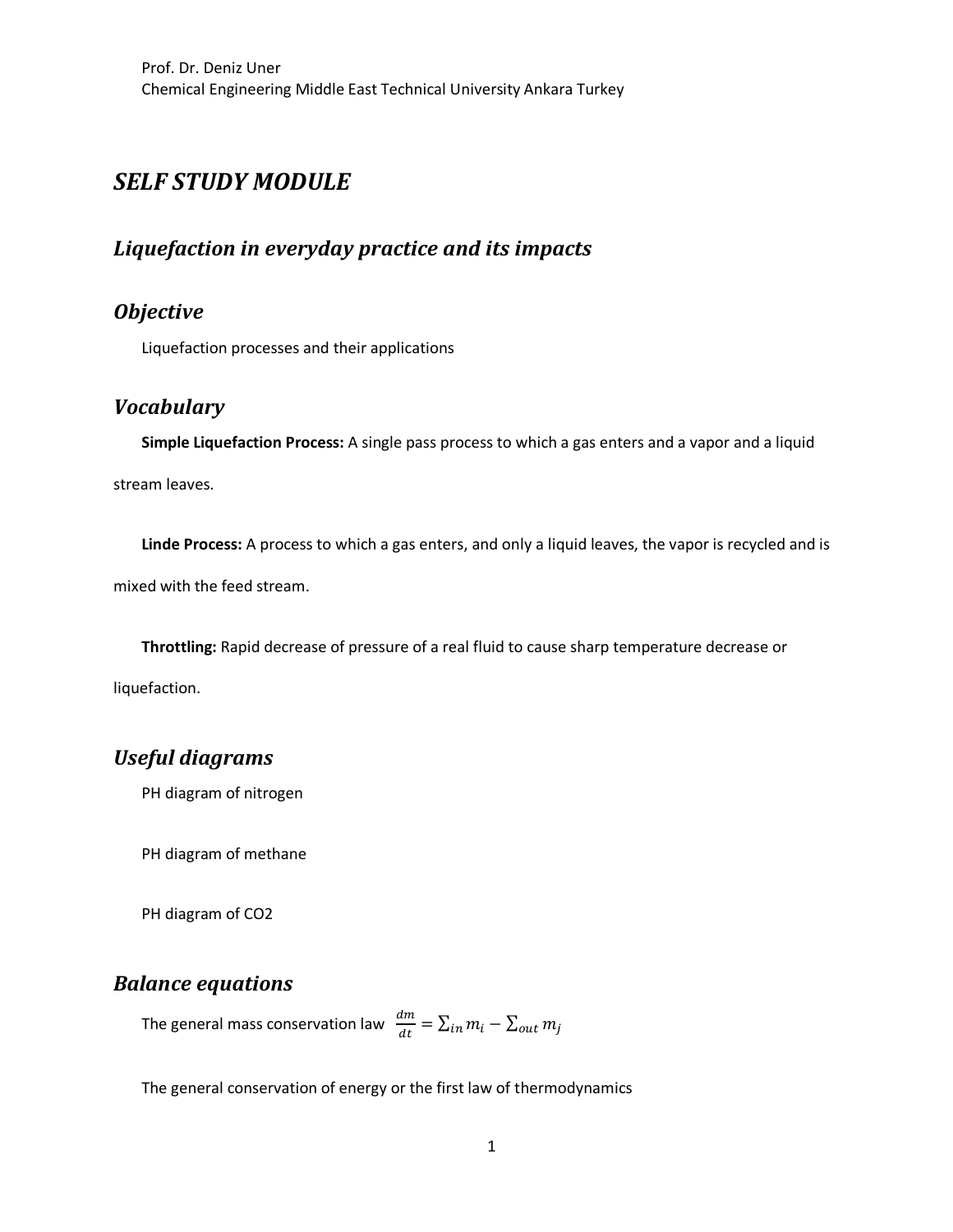Prof. Dr. Deniz Uner

Chemical Engineering Middle East Technical University Ankara Turkey

# *SELF STUDY MODULE*

## *Liquefaction in everyday practice and its impacts*

## *Objective*

Liquefaction processes and their applications

## *Vocabulary*

**Simple Liquefaction Process:** A single pass process to which a gas enters and a vapor and a liquid stream leaves.

**Linde Process:** A process to which a gas enters, and only a liquid leaves, the vapor is recycled and is mixed with the feed stream.

**Throttling:** Rapid decrease of pressure of a real fluid to cause sharp temperature decrease or liquefaction.

## *Useful diagrams*

PH diagram of nitrogen

PH diagram of methane

PH diagram of CO2

## *Balance equations*

The general mass conservation law $\frac{dm}{dt} = \sum_{in} m_i - \sum_{out} m_j$

The general conservation of energy or the first law of thermodynamics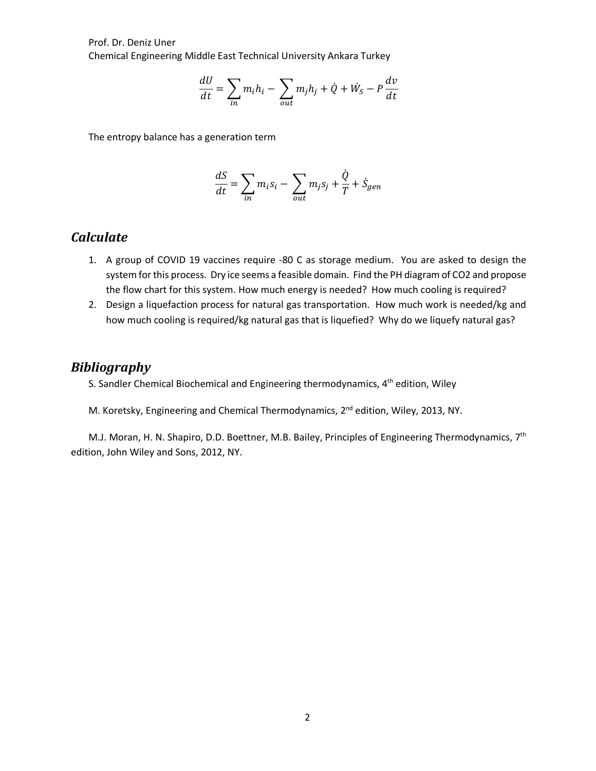Prof. Dr. Deniz Uner
Chemical Engineering Middle East Technical University Ankara Turkey

$$\frac{dU}{dt} = \sum_{in} m_i h_i - \sum_{out} m_j h_j + \dot{Q} + \dot{W}_S - P\frac{dv}{dt}$$

The entropy balance has a generation term

$$\frac{dS}{dt} = \sum_{in} m_i s_i - \sum_{out} m_j s_j + \frac{\dot{Q}}{T} + \dot{S}_{gen}$$

## *Calculate*

1. A group of COVID 19 vaccines require -80 C as storage medium. You are asked to design the system for this process. Dry ice seems a feasible domain. Find the PH diagram of CO2 and propose the flow chart for this system. How much energy is needed? How much cooling is required?
2. Design a liquefaction process for natural gas transportation. How much work is needed/kg and how much cooling is required/kg natural gas that is liquefied? Why do we liquefy natural gas?

## *Bibliography*

S. Sandler Chemical Biochemical and Engineering thermodynamics, 4th edition, Wiley

M. Koretsky, Engineering and Chemical Thermodynamics, 2nd edition, Wiley, 2013, NY.

M.J. Moran, H. N. Shapiro, D.D. Boettner, M.B. Bailey, Principles of Engineering Thermodynamics, 7th edition, John Wiley and Sons, 2012, NY.